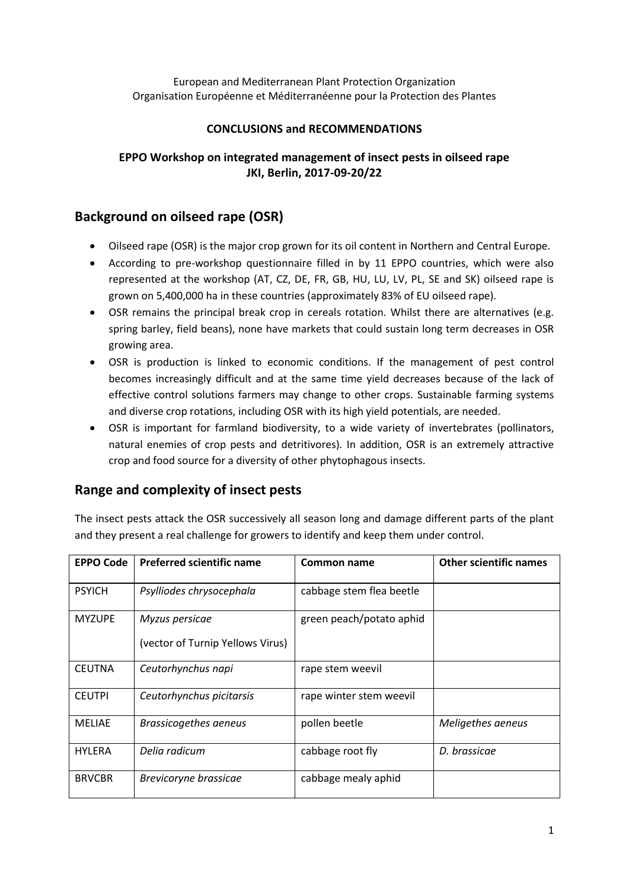European and Mediterranean Plant Protection Organization
Organisation Européenne et Méditerranéenne pour la Protection des Plantes

**CONCLUSIONS and RECOMMENDATIONS**

**EPPO Workshop on integrated management of insect pests in oilseed rape**
**JKI, Berlin, 2017-09-20/22**

## Background on oilseed rape (OSR)

- Oilseed rape (OSR) is the major crop grown for its oil content in Northern and Central Europe.
- According to pre-workshop questionnaire filled in by 11 EPPO countries, which were also represented at the workshop (AT, CZ, DE, FR, GB, HU, LU, LV, PL, SE and SK) oilseed rape is grown on 5,400,000 ha in these countries (approximately 83% of EU oilseed rape).
- OSR remains the principal break crop in cereals rotation. Whilst there are alternatives (e.g. spring barley, field beans), none have markets that could sustain long term decreases in OSR growing area.
- OSR is production is linked to economic conditions. If the management of pest control becomes increasingly difficult and at the same time yield decreases because of the lack of effective control solutions farmers may change to other crops. Sustainable farming systems and diverse crop rotations, including OSR with its high yield potentials, are needed.
- OSR is important for farmland biodiversity, to a wide variety of invertebrates (pollinators, natural enemies of crop pests and detritivores). In addition, OSR is an extremely attractive crop and food source for a diversity of other phytophagous insects.

## Range and complexity of insect pests

The insect pests attack the OSR successively all season long and damage different parts of the plant and they present a real challenge for growers to identify and keep them under control.

| EPPO Code | Preferred scientific name | Common name | Other scientific names |
|---|---|---|---|
| PSYICH | *Psylliodes chrysocephala* | cabbage stem flea beetle | |
| MYZUPE | *Myzus persicae* (vector of Turnip Yellows Virus) | green peach/potato aphid | |
| CEUTNA | *Ceutorhynchus napi* | rape stem weevil | |
| CEUTPI | *Ceutorhynchus picitarsis* | rape winter stem weevil | |
| MELIAE | *Brassicogethes aeneus* | pollen beetle | *Meligethes aeneus* |
| HYLERA | *Delia radicum* | cabbage root fly | *D. brassicae* |
| BRVCBR | *Brevicoryne brassicae* | cabbage mealy aphid | |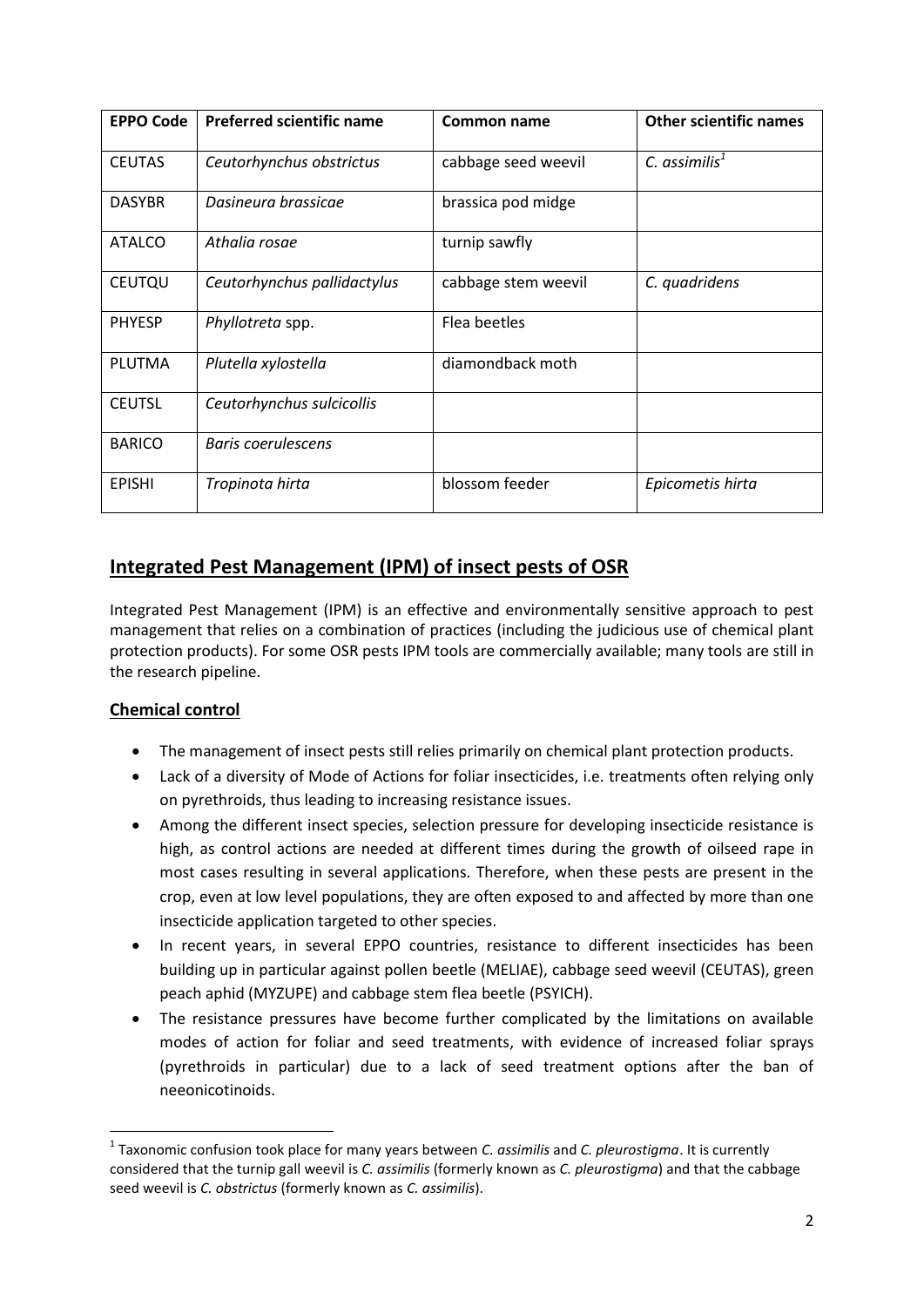| EPPO Code | Preferred scientific name | Common name | Other scientific names |
|---|---|---|---|
| CEUTAS | *Ceutorhynchus obstrictus* | cabbage seed weevil | *C. assimilis*[1] |
| DASYBR | *Dasineura brassicae* | brassica pod midge | |
| ATALCO | *Athalia rosae* | turnip sawfly | |
| CEUTQU | *Ceutorhynchus pallidactylus* | cabbage stem weevil | *C. quadridens* |
| PHYESP | *Phyllotreta* spp. | Flea beetles | |
| PLUTMA | *Plutella xylostella* | diamondback moth | |
| CEUTSL | *Ceutorhynchus sulcicollis* | | |
| BARICO | *Baris coerulescens* | | |
| EPISHI | *Tropinota hirta* | blossom feeder | *Epicometis hirta* |

## Integrated Pest Management (IPM) of insect pests of OSR

Integrated Pest Management (IPM) is an effective and environmentally sensitive approach to pest management that relies on a combination of practices (including the judicious use of chemical plant protection products). For some OSR pests IPM tools are commercially available; many tools are still in the research pipeline.

### Chemical control

- The management of insect pests still relies primarily on chemical plant protection products.
- Lack of a diversity of Mode of Actions for foliar insecticides, i.e. treatments often relying only on pyrethroids, thus leading to increasing resistance issues.
- Among the different insect species, selection pressure for developing insecticide resistance is high, as control actions are needed at different times during the growth of oilseed rape in most cases resulting in several applications. Therefore, when these pests are present in the crop, even at low level populations, they are often exposed to and affected by more than one insecticide application targeted to other species.
- In recent years, in several EPPO countries, resistance to different insecticides has been building up in particular against pollen beetle (MELIAE), cabbage seed weevil (CEUTAS), green peach aphid (MYZUPE) and cabbage stem flea beetle (PSYICH).
- The resistance pressures have become further complicated by the limitations on available modes of action for foliar and seed treatments, with evidence of increased foliar sprays (pyrethroids in particular) due to a lack of seed treatment options after the ban of neeonicotinoids.

[1] Taxonomic confusion took place for many years between *C. assimilis* and *C. pleurostigma*. It is currently considered that the turnip gall weevil is *C. assimilis* (formerly known as *C. pleurostigma*) and that the cabbage seed weevil is *C. obstrictus* (formerly known as *C. assimilis*).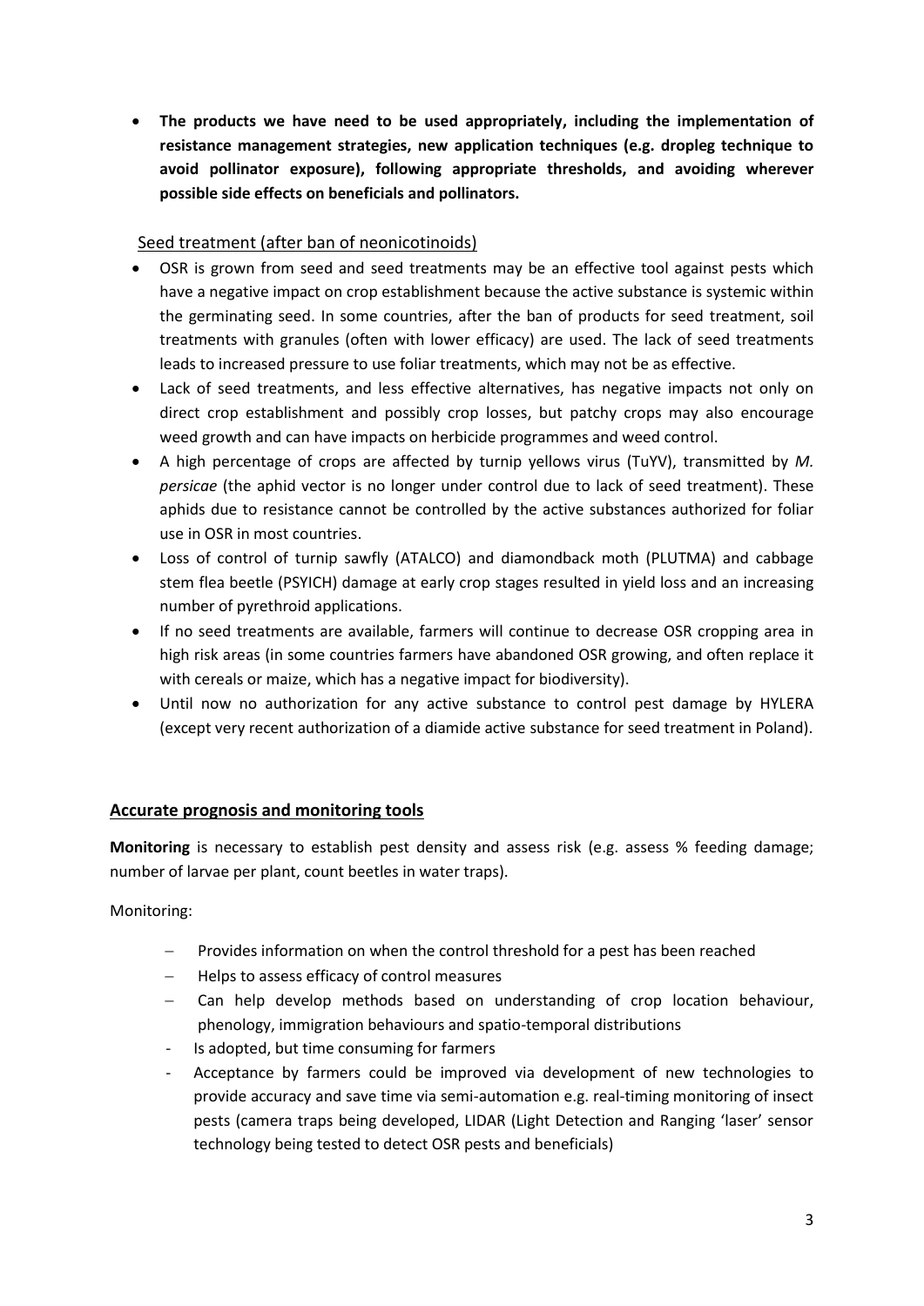- **The products we have need to be used appropriately, including the implementation of resistance management strategies, new application techniques (e.g. dropleg technique to avoid pollinator exposure), following appropriate thresholds, and avoiding wherever possible side effects on beneficials and pollinators.**

Seed treatment (after ban of neonicotinoids)

- OSR is grown from seed and seed treatments may be an effective tool against pests which have a negative impact on crop establishment because the active substance is systemic within the germinating seed. In some countries, after the ban of products for seed treatment, soil treatments with granules (often with lower efficacy) are used. The lack of seed treatments leads to increased pressure to use foliar treatments, which may not be as effective.
- Lack of seed treatments, and less effective alternatives, has negative impacts not only on direct crop establishment and possibly crop losses, but patchy crops may also encourage weed growth and can have impacts on herbicide programmes and weed control.
- A high percentage of crops are affected by turnip yellows virus (TuYV), transmitted by *M. persicae* (the aphid vector is no longer under control due to lack of seed treatment). These aphids due to resistance cannot be controlled by the active substances authorized for foliar use in OSR in most countries.
- Loss of control of turnip sawfly (ATALCO) and diamondback moth (PLUTMA) and cabbage stem flea beetle (PSYICH) damage at early crop stages resulted in yield loss and an increasing number of pyrethroid applications.
- If no seed treatments are available, farmers will continue to decrease OSR cropping area in high risk areas (in some countries farmers have abandoned OSR growing, and often replace it with cereals or maize, which has a negative impact for biodiversity).
- Until now no authorization for any active substance to control pest damage by HYLERA (except very recent authorization of a diamide active substance for seed treatment in Poland).

## Accurate prognosis and monitoring tools

**Monitoring** is necessary to establish pest density and assess risk (e.g. assess % feeding damage; number of larvae per plant, count beetles in water traps).

Monitoring:

- Provides information on when the control threshold for a pest has been reached
- Helps to assess efficacy of control measures
- Can help develop methods based on understanding of crop location behaviour, phenology, immigration behaviours and spatio-temporal distributions
- Is adopted, but time consuming for farmers
- Acceptance by farmers could be improved via development of new technologies to provide accuracy and save time via semi-automation e.g. real-timing monitoring of insect pests (camera traps being developed, LIDAR (Light Detection and Ranging 'laser' sensor technology being tested to detect OSR pests and beneficials)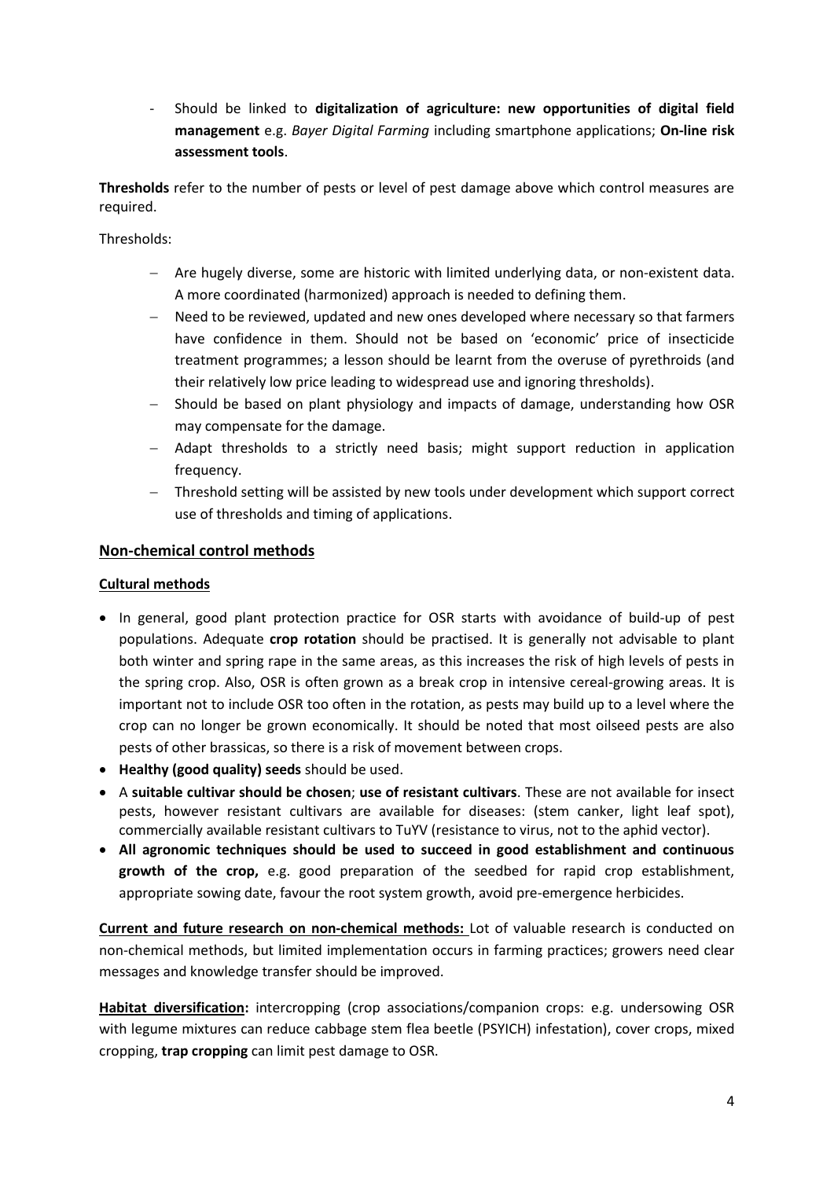- Should be linked to **digitalization of agriculture: new opportunities of digital field management** e.g. *Bayer Digital Farming* including smartphone applications; **On-line risk assessment tools**.

**Thresholds** refer to the number of pests or level of pest damage above which control measures are required.

Thresholds:

- Are hugely diverse, some are historic with limited underlying data, or non-existent data. A more coordinated (harmonized) approach is needed to defining them.
- Need to be reviewed, updated and new ones developed where necessary so that farmers have confidence in them. Should not be based on 'economic' price of insecticide treatment programmes; a lesson should be learnt from the overuse of pyrethroids (and their relatively low price leading to widespread use and ignoring thresholds).
- Should be based on plant physiology and impacts of damage, understanding how OSR may compensate for the damage.
- Adapt thresholds to a strictly need basis; might support reduction in application frequency.
- Threshold setting will be assisted by new tools under development which support correct use of thresholds and timing of applications.

## Non-chemical control methods

### Cultural methods

- In general, good plant protection practice for OSR starts with avoidance of build-up of pest populations. Adequate **crop rotation** should be practised. It is generally not advisable to plant both winter and spring rape in the same areas, as this increases the risk of high levels of pests in the spring crop. Also, OSR is often grown as a break crop in intensive cereal-growing areas. It is important not to include OSR too often in the rotation, as pests may build up to a level where the crop can no longer be grown economically. It should be noted that most oilseed pests are also pests of other brassicas, so there is a risk of movement between crops.
- **Healthy (good quality) seeds** should be used.
- A **suitable cultivar should be chosen**; **use of resistant cultivars**. These are not available for insect pests, however resistant cultivars are available for diseases: (stem canker, light leaf spot), commercially available resistant cultivars to TuYV (resistance to virus, not to the aphid vector).
- **All agronomic techniques should be used to succeed in good establishment and continuous growth of the crop,** e.g. good preparation of the seedbed for rapid crop establishment, appropriate sowing date, favour the root system growth, avoid pre-emergence herbicides.

**Current and future research on non-chemical methods:** Lot of valuable research is conducted on non-chemical methods, but limited implementation occurs in farming practices; growers need clear messages and knowledge transfer should be improved.

**Habitat diversification:** intercropping (crop associations/companion crops: e.g. undersowing OSR with legume mixtures can reduce cabbage stem flea beetle (PSYICH) infestation), cover crops, mixed cropping, **trap cropping** can limit pest damage to OSR.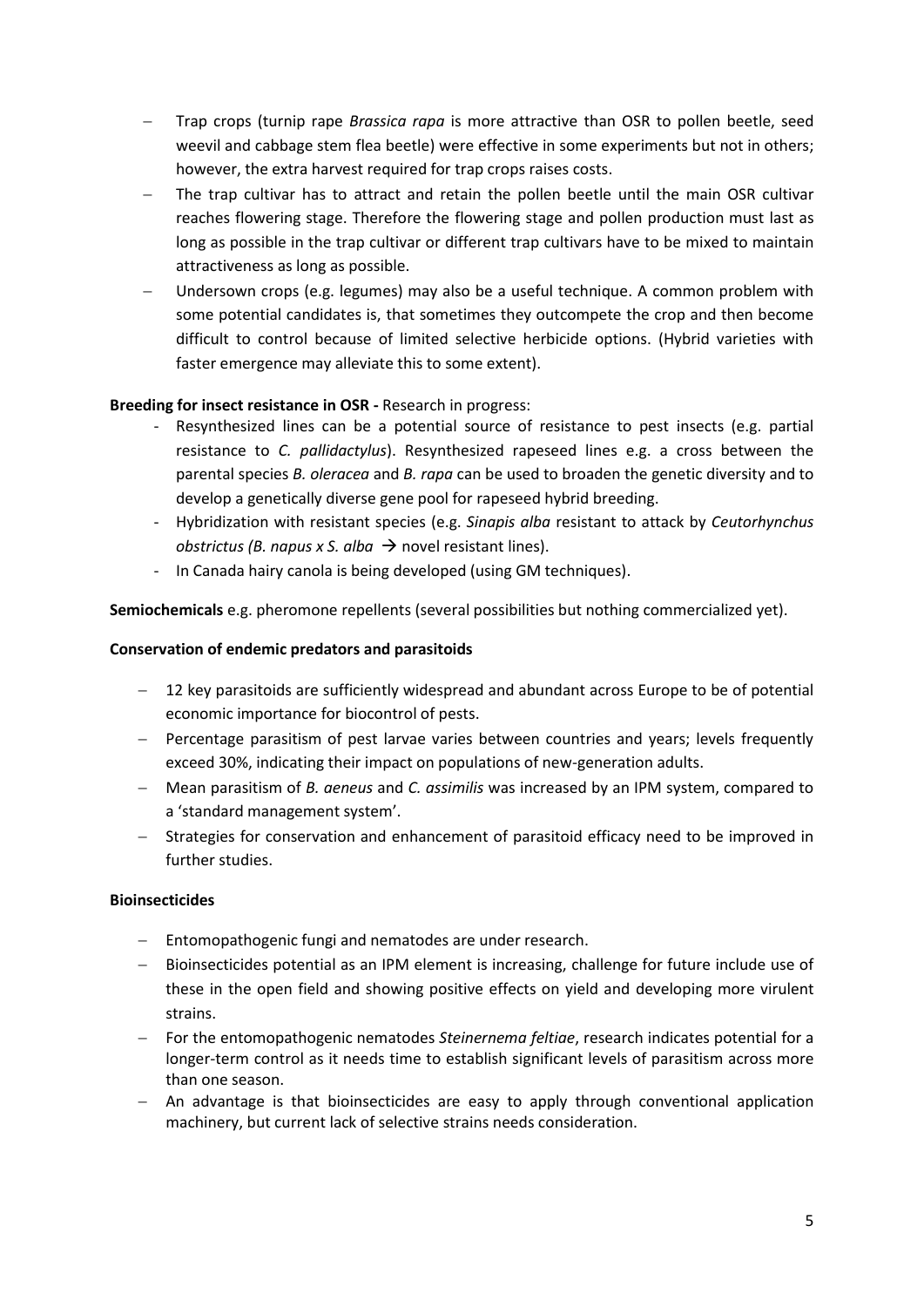- Trap crops (turnip rape *Brassica rapa* is more attractive than OSR to pollen beetle, seed weevil and cabbage stem flea beetle) were effective in some experiments but not in others; however, the extra harvest required for trap crops raises costs.
- The trap cultivar has to attract and retain the pollen beetle until the main OSR cultivar reaches flowering stage. Therefore the flowering stage and pollen production must last as long as possible in the trap cultivar or different trap cultivars have to be mixed to maintain attractiveness as long as possible.
- Undersown crops (e.g. legumes) may also be a useful technique. A common problem with some potential candidates is, that sometimes they outcompete the crop and then become difficult to control because of limited selective herbicide options. (Hybrid varieties with faster emergence may alleviate this to some extent).

**Breeding for insect resistance in OSR -** Research in progress:

- Resynthesized lines can be a potential source of resistance to pest insects (e.g. partial resistance to *C. pallidactylus*). Resynthesized rapeseed lines e.g. a cross between the parental species *B. oleracea* and *B. rapa* can be used to broaden the genetic diversity and to develop a genetically diverse gene pool for rapeseed hybrid breeding.
- Hybridization with resistant species (e.g. *Sinapis alba* resistant to attack by *Ceutorhynchus obstrictus (B. napus x S. alba* → novel resistant lines).
- In Canada hairy canola is being developed (using GM techniques).

**Semiochemicals** e.g. pheromone repellents (several possibilities but nothing commercialized yet).

**Conservation of endemic predators and parasitoids**

- 12 key parasitoids are sufficiently widespread and abundant across Europe to be of potential economic importance for biocontrol of pests.
- Percentage parasitism of pest larvae varies between countries and years; levels frequently exceed 30%, indicating their impact on populations of new-generation adults.
- Mean parasitism of *B. aeneus* and *C. assimilis* was increased by an IPM system, compared to a 'standard management system'.
- Strategies for conservation and enhancement of parasitoid efficacy need to be improved in further studies.

**Bioinsecticides**

- Entomopathogenic fungi and nematodes are under research.
- Bioinsecticides potential as an IPM element is increasing, challenge for future include use of these in the open field and showing positive effects on yield and developing more virulent strains.
- For the entomopathogenic nematodes *Steinernema feltiae*, research indicates potential for a longer-term control as it needs time to establish significant levels of parasitism across more than one season.
- An advantage is that bioinsecticides are easy to apply through conventional application machinery, but current lack of selective strains needs consideration.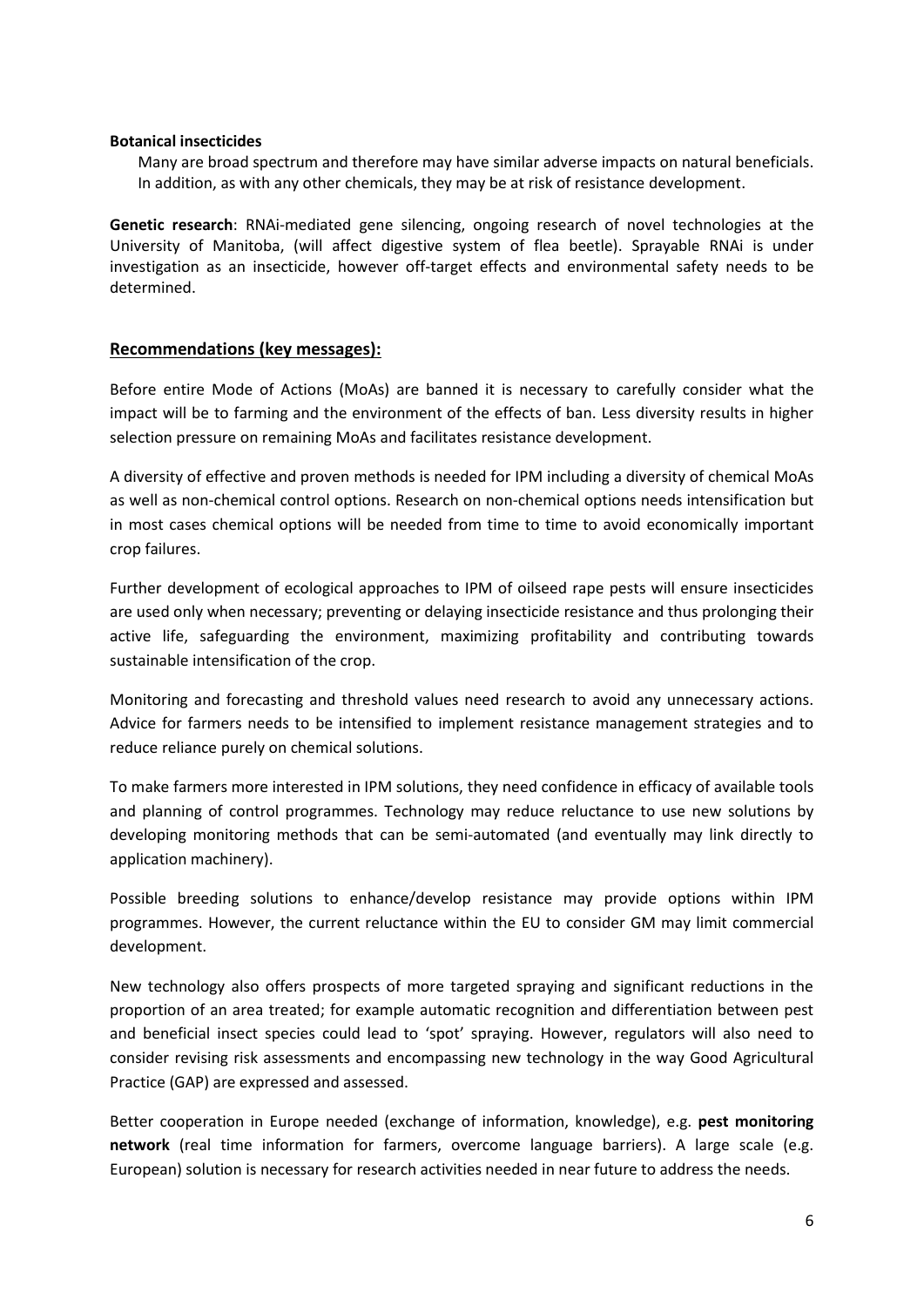**Botanical insecticides**

Many are broad spectrum and therefore may have similar adverse impacts on natural beneficials. In addition, as with any other chemicals, they may be at risk of resistance development.

**Genetic research**: RNAi-mediated gene silencing, ongoing research of novel technologies at the University of Manitoba, (will affect digestive system of flea beetle). Sprayable RNAi is under investigation as an insecticide, however off-target effects and environmental safety needs to be determined.

## Recommendations (key messages):

Before entire Mode of Actions (MoAs) are banned it is necessary to carefully consider what the impact will be to farming and the environment of the effects of ban. Less diversity results in higher selection pressure on remaining MoAs and facilitates resistance development.

A diversity of effective and proven methods is needed for IPM including a diversity of chemical MoAs as well as non-chemical control options. Research on non-chemical options needs intensification but in most cases chemical options will be needed from time to time to avoid economically important crop failures.

Further development of ecological approaches to IPM of oilseed rape pests will ensure insecticides are used only when necessary; preventing or delaying insecticide resistance and thus prolonging their active life, safeguarding the environment, maximizing profitability and contributing towards sustainable intensification of the crop.

Monitoring and forecasting and threshold values need research to avoid any unnecessary actions. Advice for farmers needs to be intensified to implement resistance management strategies and to reduce reliance purely on chemical solutions.

To make farmers more interested in IPM solutions, they need confidence in efficacy of available tools and planning of control programmes. Technology may reduce reluctance to use new solutions by developing monitoring methods that can be semi-automated (and eventually may link directly to application machinery).

Possible breeding solutions to enhance/develop resistance may provide options within IPM programmes. However, the current reluctance within the EU to consider GM may limit commercial development.

New technology also offers prospects of more targeted spraying and significant reductions in the proportion of an area treated; for example automatic recognition and differentiation between pest and beneficial insect species could lead to 'spot' spraying. However, regulators will also need to consider revising risk assessments and encompassing new technology in the way Good Agricultural Practice (GAP) are expressed and assessed.

Better cooperation in Europe needed (exchange of information, knowledge), e.g. **pest monitoring network** (real time information for farmers, overcome language barriers). A large scale (e.g. European) solution is necessary for research activities needed in near future to address the needs.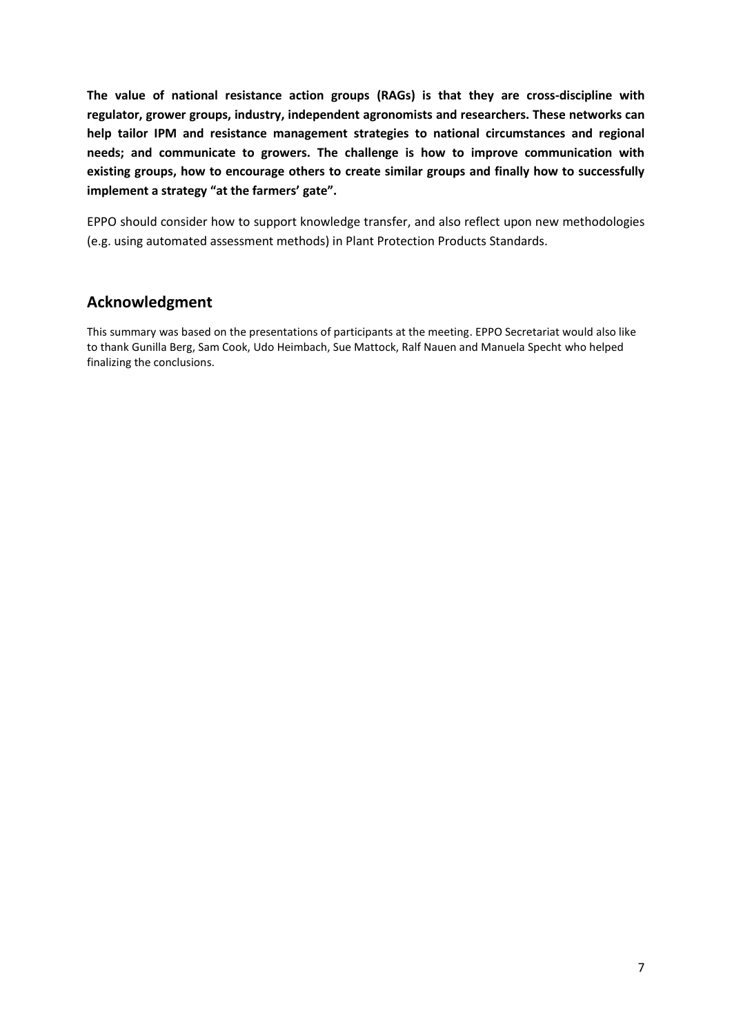**The value of national resistance action groups (RAGs) is that they are cross-discipline with regulator, grower groups, industry, independent agronomists and researchers. These networks can help tailor IPM and resistance management strategies to national circumstances and regional needs; and communicate to growers. The challenge is how to improve communication with existing groups, how to encourage others to create similar groups and finally how to successfully implement a strategy "at the farmers' gate".**

EPPO should consider how to support knowledge transfer, and also reflect upon new methodologies (e.g. using automated assessment methods) in Plant Protection Products Standards.

## Acknowledgment

This summary was based on the presentations of participants at the meeting. EPPO Secretariat would also like to thank Gunilla Berg, Sam Cook, Udo Heimbach, Sue Mattock, Ralf Nauen and Manuela Specht who helped finalizing the conclusions.